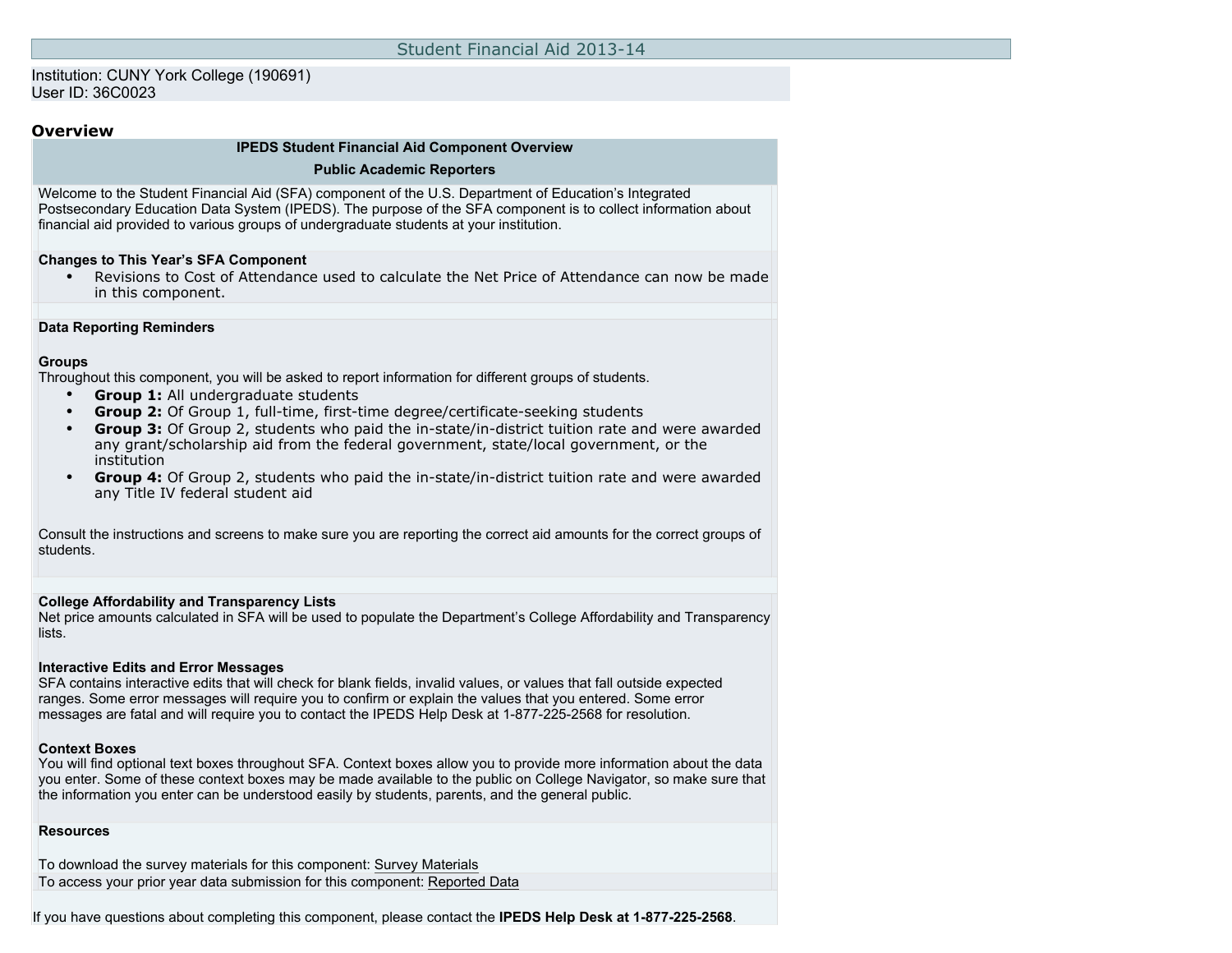# Student Financial Aid 2013-14

Institution: CUNY York College (190691)
User ID: 36C0023

## Overview

**IPEDS Student Financial Aid Component Overview**

**Public Academic Reporters**

Welcome to the Student Financial Aid (SFA) component of the U.S. Department of Education's Integrated Postsecondary Education Data System (IPEDS). The purpose of the SFA component is to collect information about financial aid provided to various groups of undergraduate students at your institution.

**Changes to This Year's SFA Component**

- Revisions to Cost of Attendance used to calculate the Net Price of Attendance can now be made in this component.

**Data Reporting Reminders**

**Groups**
Throughout this component, you will be asked to report information for different groups of students.

- **Group 1:** All undergraduate students
- **Group 2:** Of Group 1, full-time, first-time degree/certificate-seeking students
- **Group 3:** Of Group 2, students who paid the in-state/in-district tuition rate and were awarded any grant/scholarship aid from the federal government, state/local government, or the institution
- **Group 4:** Of Group 2, students who paid the in-state/in-district tuition rate and were awarded any Title IV federal student aid

Consult the instructions and screens to make sure you are reporting the correct aid amounts for the correct groups of students.

**College Affordability and Transparency Lists**
Net price amounts calculated in SFA will be used to populate the Department's College Affordability and Transparency lists.

**Interactive Edits and Error Messages**
SFA contains interactive edits that will check for blank fields, invalid values, or values that fall outside expected ranges. Some error messages will require you to confirm or explain the values that you entered. Some error messages are fatal and will require you to contact the IPEDS Help Desk at 1-877-225-2568 for resolution.

**Context Boxes**
You will find optional text boxes throughout SFA. Context boxes allow you to provide more information about the data you enter. Some of these context boxes may be made available to the public on College Navigator, so make sure that the information you enter can be understood easily by students, parents, and the general public.

**Resources**

To download the survey materials for this component: Survey Materials
To access your prior year data submission for this component: Reported Data

If you have questions about completing this component, please contact the **IPEDS Help Desk at 1-877-225-2568**.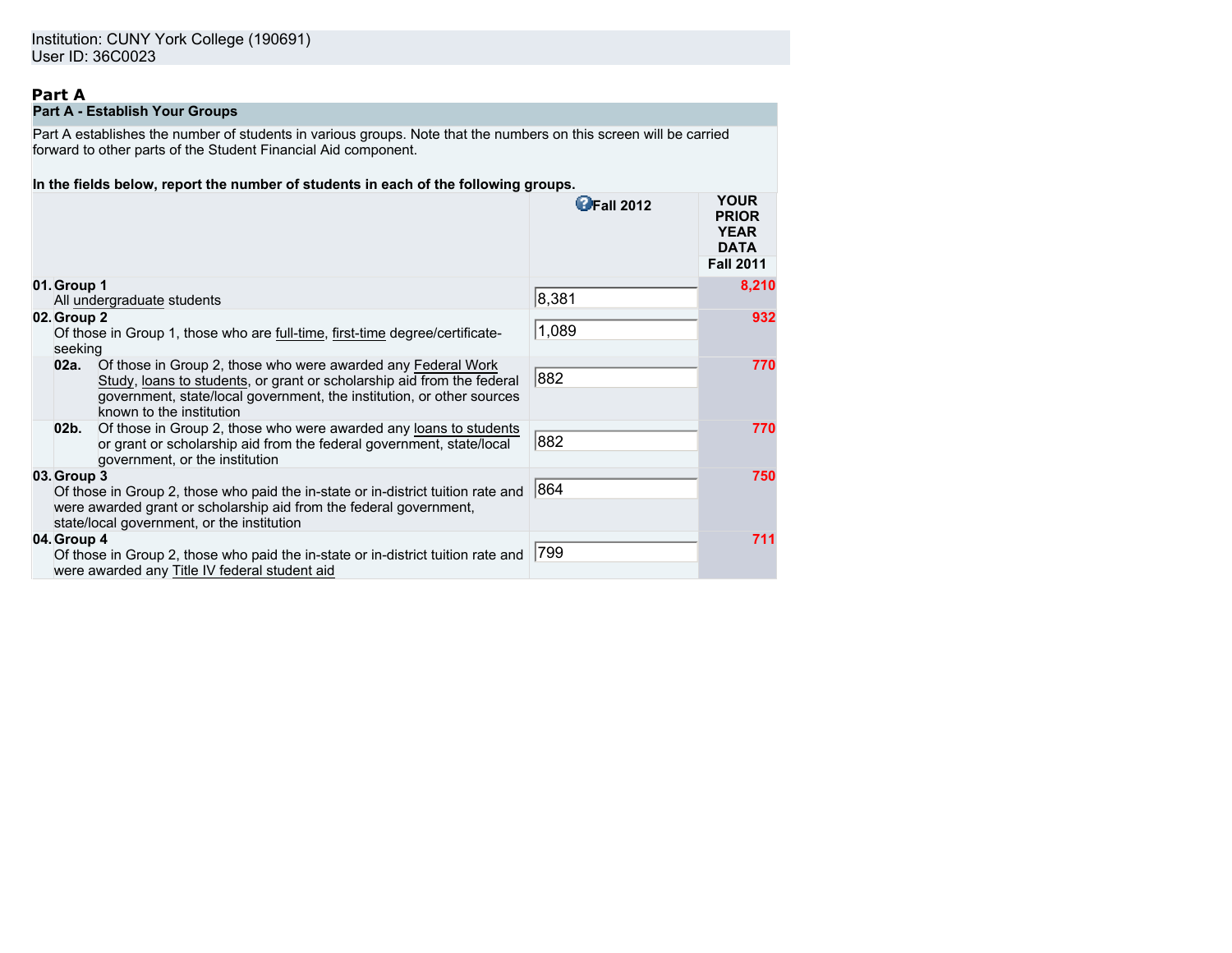Institution: CUNY York College (190691)
User ID: 36C0023

## Part A

### Part A - Establish Your Groups

Part A establishes the number of students in various groups. Note that the numbers on this screen will be carried forward to other parts of the Student Financial Aid component.

**In the fields below, report the number of students in each of the following groups.**

| | | Fall 2012 | YOUR PRIOR YEAR DATA Fall 2011 |
|---|---|---|---|
| **01. Group 1** | All undergraduate students | 8,381 | 8,210 |
| **02. Group 2** | Of those in Group 1, those who are full-time, first-time degree/certificate-seeking | 1,089 | 932 |
| **02a.** | Of those in Group 2, those who were awarded any Federal Work Study, loans to students, or grant or scholarship aid from the federal government, state/local government, the institution, or other sources known to the institution | 882 | 770 |
| **02b.** | Of those in Group 2, those who were awarded any loans to students or grant or scholarship aid from the federal government, state/local government, or the institution | 882 | 770 |
| **03. Group 3** | Of those in Group 2, those who paid the in-state or in-district tuition rate and were awarded grant or scholarship aid from the federal government, state/local government, or the institution | 864 | 750 |
| **04. Group 4** | Of those in Group 2, those who paid the in-state or in-district tuition rate and were awarded any Title IV federal student aid | 799 | 711 |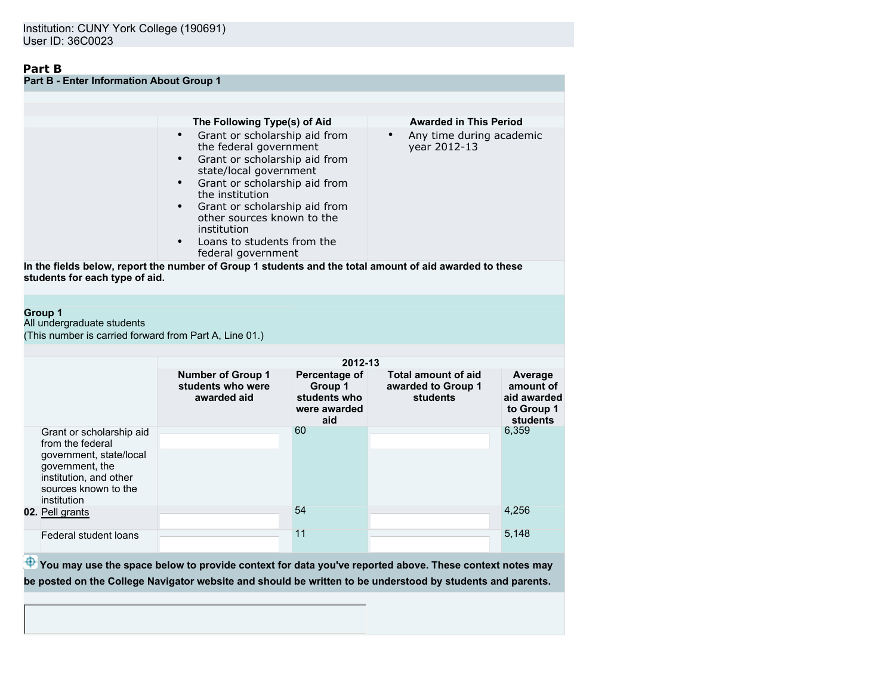Institution: CUNY York College (190691)
User ID: 36C0023

## Part B

### Part B - Enter Information About Group 1

| The Following Type(s) of Aid | Awarded in This Period |
|---|---|
| • Grant or scholarship aid from the federal government<br>• Grant or scholarship aid from state/local government<br>• Grant or scholarship aid from the institution<br>• Grant or scholarship aid from other sources known to the institution<br>• Loans to students from the federal government | • Any time during academic year 2012-13 |

**In the fields below, report the number of Group 1 students and the total amount of aid awarded to these students for each type of aid.**

**Group 1**
All undergraduate students
(This number is carried forward from Part A, Line 01.)

| | 2012-13 | | | |
|---|---|---|---|---|
| | **Number of Group 1 students who were awarded aid** | **Percentage of Group 1 students who were awarded aid** | **Total amount of aid awarded to Group 1 students** | **Average amount of aid awarded to Group 1 students** |
| Grant or scholarship aid from the federal government, state/local government, the institution, and other sources known to the institution | | 60 | | 6,359 |
| **02.** Pell grants | | 54 | | 4,256 |
| Federal student loans | | 11 | | 5,148 |

**You may use the space below to provide context for data you've reported above. These context notes may be posted on the College Navigator website and should be written to be understood by students and parents.**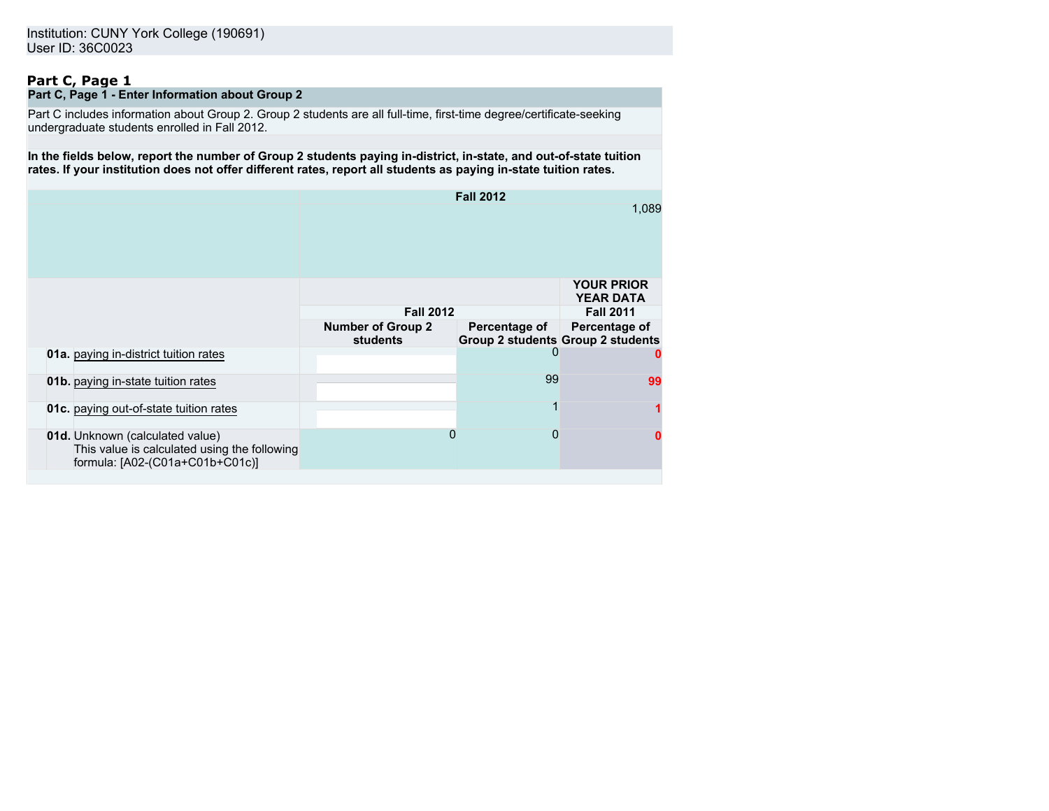Institution: CUNY York College (190691)
User ID: 36C0023

## Part C, Page 1

**Part C, Page 1 - Enter Information about Group 2**

Part C includes information about Group 2. Group 2 students are all full-time, first-time degree/certificate-seeking undergraduate students enrolled in Fall 2012.

**In the fields below, report the number of Group 2 students paying in-district, in-state, and out-of-state tuition rates. If your institution does not offer different rates, report all students as paying in-state tuition rates.**

| | Fall 2012 |
|---|---|
| | 1,089 |

| | Fall 2012 | | YOUR PRIOR YEAR DATA Fall 2011 |
|---|---|---|---|
| | Number of Group 2 students | Percentage of Group 2 students | Percentage of Group 2 students |
| **01a.** paying in-district tuition rates | | 0 | 0 |
| **01b.** paying in-state tuition rates | | 99 | 99 |
| **01c.** paying out-of-state tuition rates | | 1 | 1 |
| **01d.** Unknown (calculated value) This value is calculated using the following formula: [A02-(C01a+C01b+C01c)] | 0 | 0 | 0 |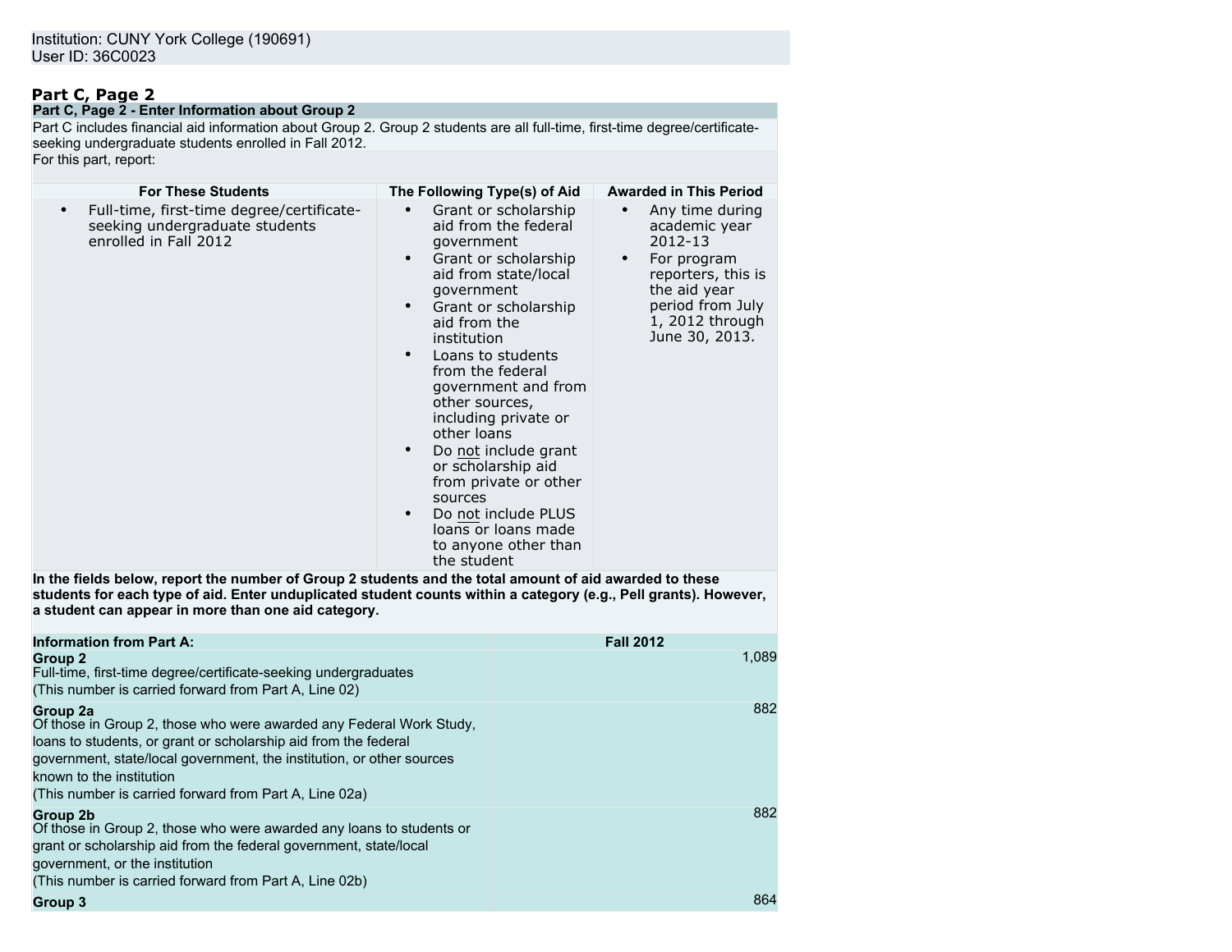Institution: CUNY York College (190691)
User ID: 36C0023

## Part C, Page 2

**Part C, Page 2 - Enter Information about Group 2**

Part C includes financial aid information about Group 2. Group 2 students are all full-time, first-time degree/certificate-seeking undergraduate students enrolled in Fall 2012.

For this part, report:

| For These Students | The Following Type(s) of Aid | Awarded in This Period |
|---|---|---|
| • Full-time, first-time degree/certificate-seeking undergraduate students enrolled in Fall 2012 | • Grant or scholarship aid from the federal government<br>• Grant or scholarship aid from state/local government<br>• Grant or scholarship aid from the institution<br>• Loans to students from the federal government and from other sources, including private or other loans<br>• Do not include grant or scholarship aid from private or other sources<br>• Do not include PLUS loans or loans made to anyone other than the student | • Any time during academic year 2012-13<br>• For program reporters, this is the aid year period from July 1, 2012 through June 30, 2013. |

**In the fields below, report the number of Group 2 students and the total amount of aid awarded to these students for each type of aid. Enter unduplicated student counts within a category (e.g., Pell grants). However, a student can appear in more than one aid category.**

| Information from Part A: | Fall 2012 |
|---|---|
| **Group 2**<br>Full-time, first-time degree/certificate-seeking undergraduates<br>(This number is carried forward from Part A, Line 02) | 1,089 |
| **Group 2a**<br>Of those in Group 2, those who were awarded any Federal Work Study, loans to students, or grant or scholarship aid from the federal government, state/local government, the institution, or other sources known to the institution<br>(This number is carried forward from Part A, Line 02a) | 882 |
| **Group 2b**<br>Of those in Group 2, those who were awarded any loans to students or grant or scholarship aid from the federal government, state/local government, or the institution<br>(This number is carried forward from Part A, Line 02b) | 882 |
| **Group 3** | 864 |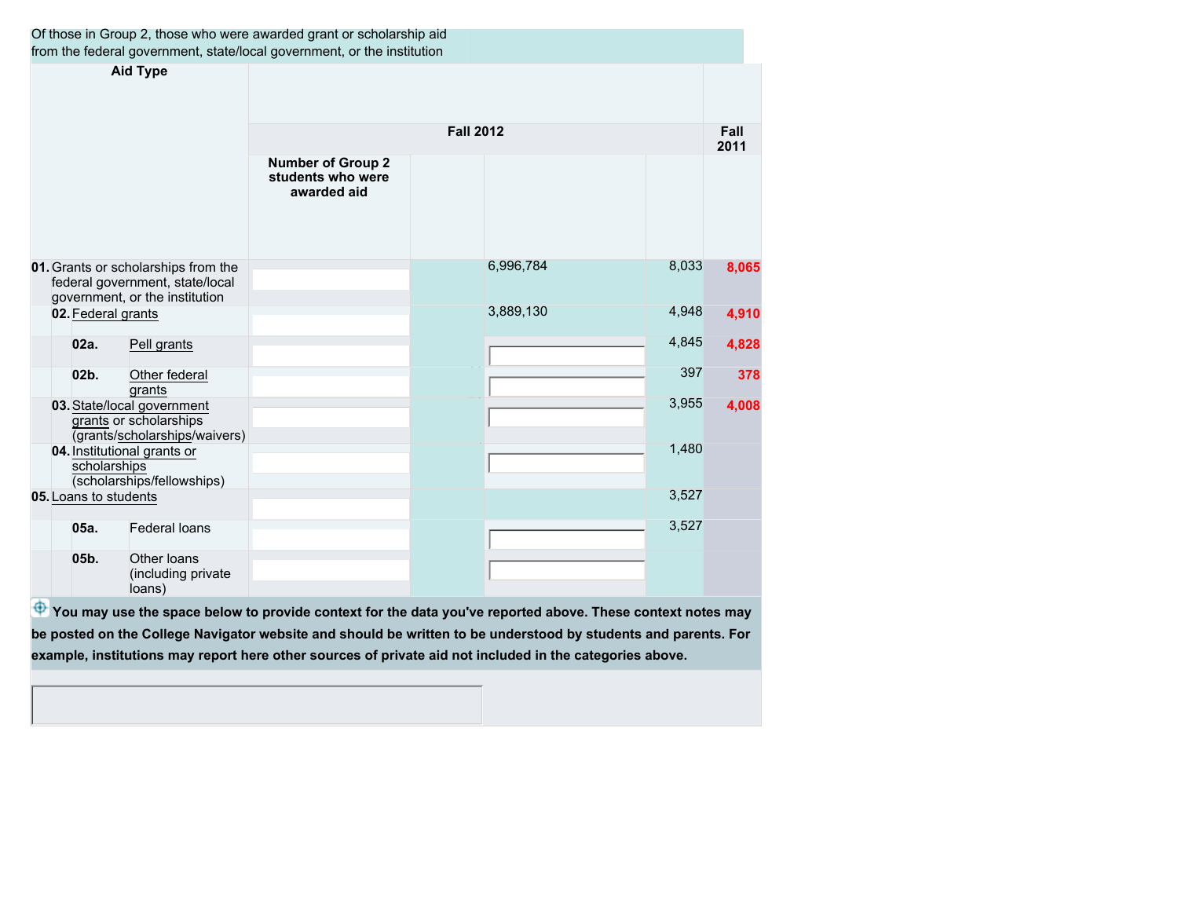Of those in Group 2, those who were awarded grant or scholarship aid from the federal government, state/local government, or the institution

| Aid Type | Fall 2012 | | | | Fall 2011 |
|---|---|---|---|---|---|
| | Number of Group 2 students who were awarded aid | | | | |
| 01. Grants or scholarships from the federal government, state/local government, or the institution | | | 6,996,784 | 8,033 | 8,065 |
| 02. Federal grants | | | 3,889,130 | 4,948 | 4,910 |
| 02a. Pell grants | | | | 4,845 | 4,828 |
| 02b. Other federal grants | | | | 397 | 378 |
| 03. State/local government grants or scholarships (grants/scholarships/waivers) | | | | 3,955 | 4,008 |
| 04. Institutional grants or scholarships (scholarships/fellowships) | | | | 1,480 | |
| 05. Loans to students | | | | 3,527 | |
| 05a. Federal loans | | | | 3,527 | |
| 05b. Other loans (including private loans) | | | | | |

**You may use the space below to provide context for the data you've reported above. These context notes may be posted on the College Navigator website and should be written to be understood by students and parents. For example, institutions may report here other sources of private aid not included in the categories above.**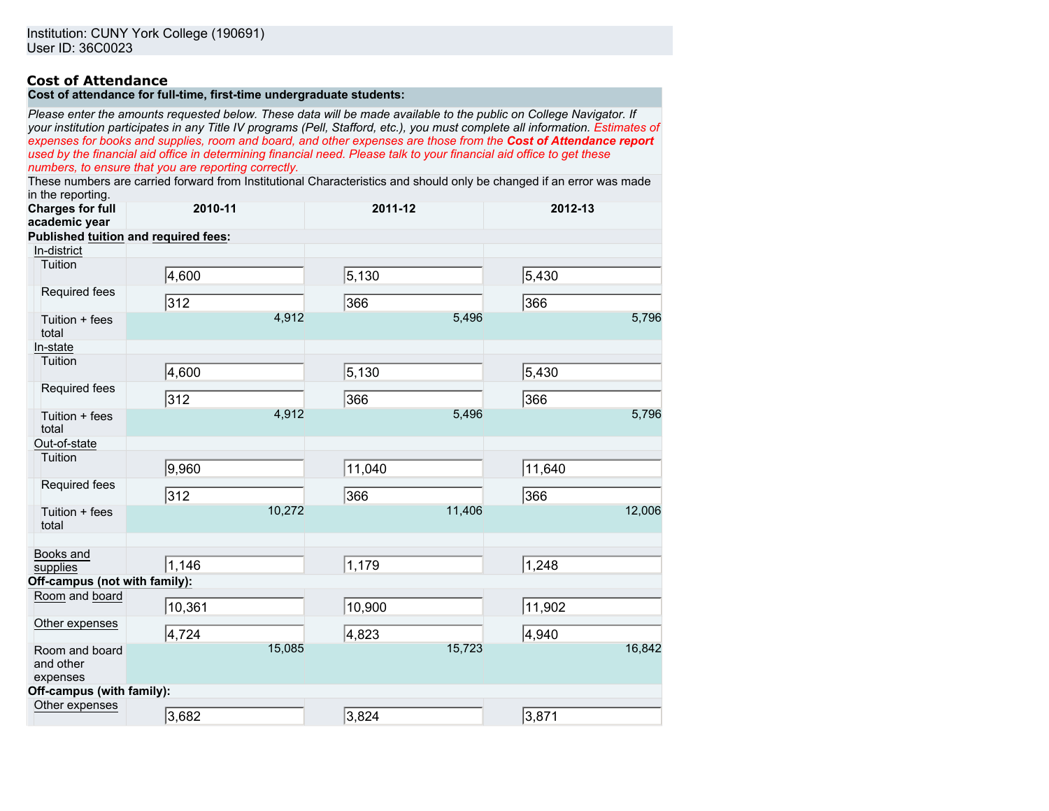Institution: CUNY York College (190691)
User ID: 36C0023

## Cost of Attendance

**Cost of attendance for full-time, first-time undergraduate students:**

*Please enter the amounts requested below. These data will be made available to the public on College Navigator. If your institution participates in any Title IV programs (Pell, Stafford, etc.), you must complete all information. Estimates of expenses for books and supplies, room and board, and other expenses are those from the **Cost of Attendance report** used by the financial aid office in determining financial need. Please talk to your financial aid office to get these numbers, to ensure that you are reporting correctly.*

These numbers are carried forward from Institutional Characteristics and should only be changed if an error was made in the reporting.

| Charges for full academic year | 2010-11 | 2011-12 | 2012-13 |
|---|---|---|---|
| **Published tuition and required fees:** | | | |
| In-district | | | |
| Tuition | 4,600 | 5,130 | 5,430 |
| Required fees | 312 | 366 | 366 |
| Tuition + fees total | 4,912 | 5,496 | 5,796 |
| In-state | | | |
| Tuition | 4,600 | 5,130 | 5,430 |
| Required fees | 312 | 366 | 366 |
| Tuition + fees total | 4,912 | 5,496 | 5,796 |
| Out-of-state | | | |
| Tuition | 9,960 | 11,040 | 11,640 |
| Required fees | 312 | 366 | 366 |
| Tuition + fees total | 10,272 | 11,406 | 12,006 |
| | | | |
| Books and supplies | 1,146 | 1,179 | 1,248 |
| **Off-campus (not with family):** | | | |
| Room and board | 10,361 | 10,900 | 11,902 |
| Other expenses | 4,724 | 4,823 | 4,940 |
| Room and board and other expenses | 15,085 | 15,723 | 16,842 |
| **Off-campus (with family):** | | | |
| Other expenses | 3,682 | 3,824 | 3,871 |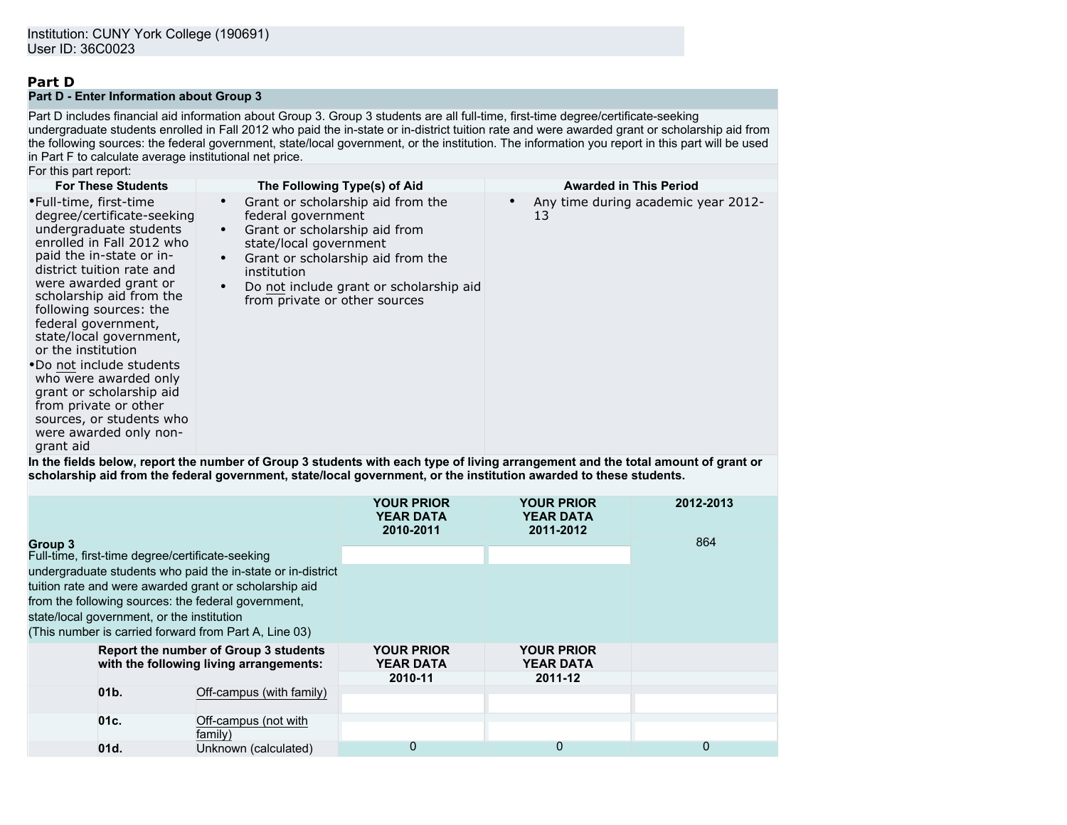Institution: CUNY York College (190691)
User ID: 36C0023

## Part D

### Part D - Enter Information about Group 3

Part D includes financial aid information about Group 3. Group 3 students are all full-time, first-time degree/certificate-seeking undergraduate students enrolled in Fall 2012 who paid the in-state or in-district tuition rate and were awarded grant or scholarship aid from the following sources: the federal government, state/local government, or the institution. The information you report in this part will be used in Part F to calculate average institutional net price.

For this part report:

| For These Students | The Following Type(s) of Aid | Awarded in This Period |
|---|---|---|
| • Full-time, first-time degree/certificate-seeking undergraduate students enrolled in Fall 2012 who paid the in-state or in-district tuition rate and were awarded grant or scholarship aid from the following sources: the federal government, state/local government, or the institution<br>• Do not include students who were awarded only grant or scholarship aid from private or other sources, or students who were awarded only non-grant aid | • Grant or scholarship aid from the federal government<br>• Grant or scholarship aid from state/local government<br>• Grant or scholarship aid from the institution<br>• Do not include grant or scholarship aid from private or other sources | • Any time during academic year 2012-13 |

**In the fields below, report the number of Group 3 students with each type of living arrangement and the total amount of grant or scholarship aid from the federal government, state/local government, or the institution awarded to these students.**

| | YOUR PRIOR YEAR DATA 2010-2011 | YOUR PRIOR YEAR DATA 2011-2012 | 2012-2013 |
|---|---|---|---|
| **Group 3**<br>Full-time, first-time degree/certificate-seeking undergraduate students who paid the in-state or in-district tuition rate and were awarded grant or scholarship aid from the following sources: the federal government, state/local government, or the institution<br>(This number is carried forward from Part A, Line 03) | | | 864 |

| | Report the number of Group 3 students with the following living arrangements: | YOUR PRIOR YEAR DATA 2010-11 | YOUR PRIOR YEAR DATA 2011-12 | |
|---|---|---|---|---|
| 01b. | Off-campus (with family) | | | |
| 01c. | Off-campus (not with family) | | | |
| 01d. | Unknown (calculated) | 0 | 0 | 0 |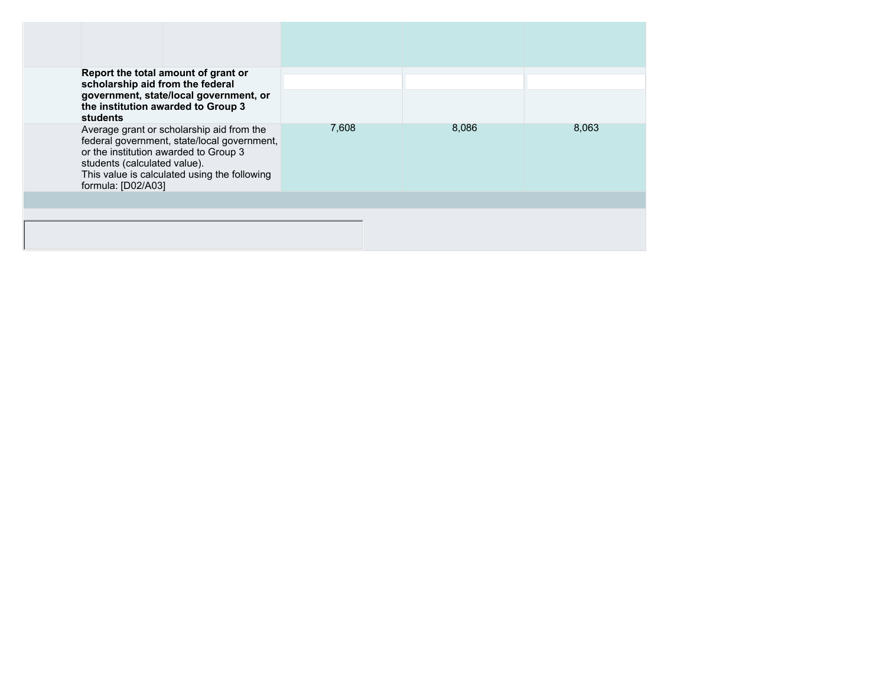| | | | | |
|---|---|---|---|---|
| | | | | |
| | **Report the total amount of grant or scholarship aid from the federal government, state/local government, or the institution awarded to Group 3 students** | | | |
| | Average grant or scholarship aid from the federal government, state/local government, or the institution awarded to Group 3 students (calculated value).<br>This value is calculated using the following formula: [D02/A03] | 7,608 | 8,086 | 8,063 |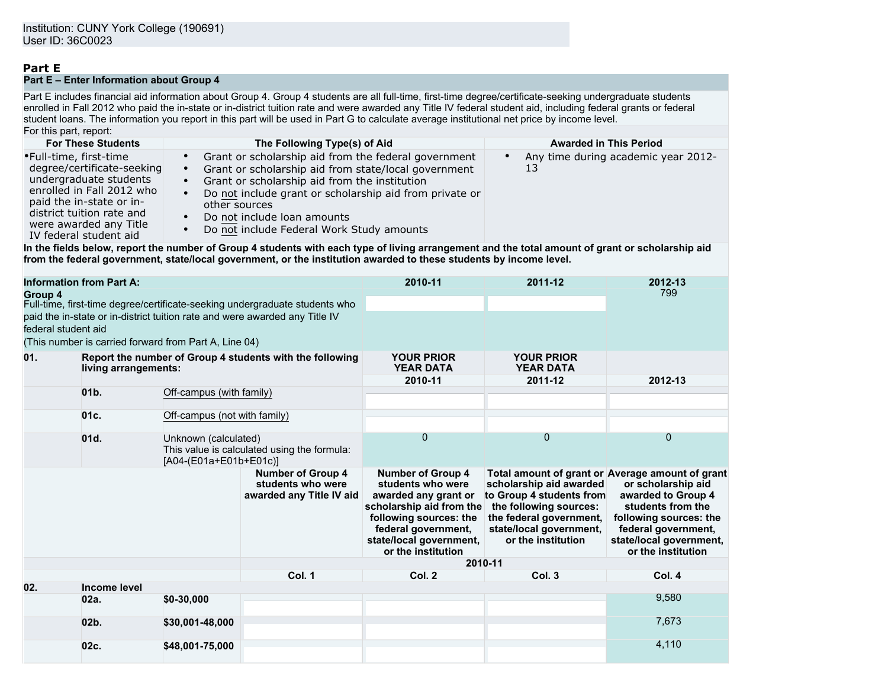Institution: CUNY York College (190691)
User ID: 36C0023

# Part E

## Part E – Enter Information about Group 4

Part E includes financial aid information about Group 4. Group 4 students are all full-time, first-time degree/certificate-seeking undergraduate students enrolled in Fall 2012 who paid the in-state or in-district tuition rate and were awarded any Title IV federal student aid, including federal grants or federal student loans. The information you report in this part will be used in Part G to calculate average institutional net price by income level.

For this part, report:

| For These Students | The Following Type(s) of Aid | Awarded in This Period |
|---|---|---|
| • Full-time, first-time degree/certificate-seeking undergraduate students enrolled in Fall 2012 who paid the in-state or in-district tuition rate and were awarded any Title IV federal student aid | • Grant or scholarship aid from the federal government<br>• Grant or scholarship aid from state/local government<br>• Grant or scholarship aid from the institution<br>• Do not include grant or scholarship aid from private or other sources<br>• Do not include loan amounts<br>• Do not include Federal Work Study amounts | • Any time during academic year 2012-13 |

**In the fields below, report the number of Group 4 students with each type of living arrangement and the total amount of grant or scholarship aid from the federal government, state/local government, or the institution awarded to these students by income level.**

| Information from Part A: | 2010-11 | 2011-12 | 2012-13 |
|---|---|---|---|
| **Group 4**<br>Full-time, first-time degree/certificate-seeking undergraduate students who paid the in-state or in-district tuition rate and were awarded any Title IV federal student aid<br>(This number is carried forward from Part A, Line 04) | | | 799 |

| | | | YOUR PRIOR YEAR DATA 2010-11 | YOUR PRIOR YEAR DATA 2011-12 | 2012-13 |
|---|---|---|---|---|---|
| **01.** | **Report the number of Group 4 students with the following living arrangements:** | | | | |
| | **01b.** | Off-campus (with family) | | | |
| | **01c.** | Off-campus (not with family) | | | |
| | **01d.** | Unknown (calculated)<br>This value is calculated using the formula: [A04-(E01a+E01b+E01c)] | 0 | 0 | 0 |

| | | | Number of Group 4 students who were awarded any Title IV aid | Number of Group 4 students who were awarded any grant or scholarship aid from the following sources: the federal government, state/local government, or the institution | Total amount of grant or scholarship aid awarded to Group 4 students from the following sources: the federal government, state/local government, or the institution | Average amount of grant or scholarship aid awarded to Group 4 students from the following sources: the federal government, state/local government, or the institution |
|---|---|---|---|---|---|---|
| | | | | **2010-11** | | |
| | | | **Col. 1** | **Col. 2** | **Col. 3** | **Col. 4** |
| **02.** | **Income level** | | | | | |
| | **02a.** | **$0-30,000** | | | | 9,580 |
| | **02b.** | **$30,001-48,000** | | | | 7,673 |
| | **02c.** | **$48,001-75,000** | | | | 4,110 |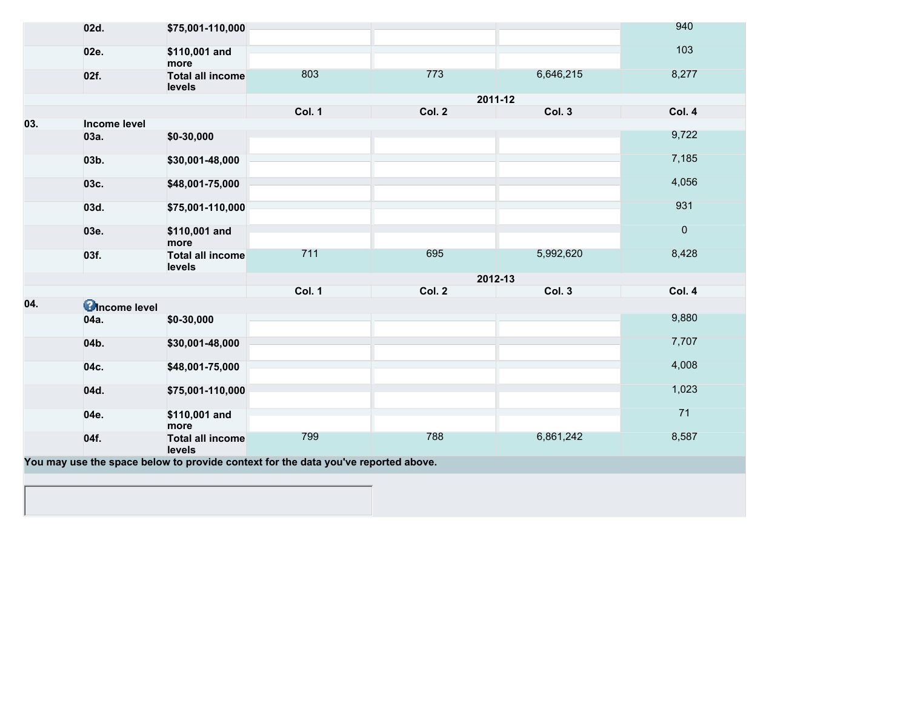| | | | Col. 1 | Col. 2 | Col. 3 | Col. 4 |
|---|---|---|---|---|---|---|
| | 02d. | $75,001-110,000 | | | | 940 |
| | 02e. | $110,001 and more | | | | 103 |
| | 02f. | Total all income levels | 803 | 773 | 6,646,215 | 8,277 |

| | | | 2011-12 | | | |
|---|---|---|---|---|---|---|
| | | | Col. 1 | Col. 2 | Col. 3 | Col. 4 |
| 03. | Income level | | | | | |
| | 03a. | $0-30,000 | | | | 9,722 |
| | 03b. | $30,001-48,000 | | | | 7,185 |
| | 03c. | $48,001-75,000 | | | | 4,056 |
| | 03d. | $75,001-110,000 | | | | 931 |
| | 03e. | $110,001 and more | | | | 0 |
| | 03f. | Total all income levels | 711 | 695 | 5,992,620 | 8,428 |

| | | | 2012-13 | | | |
|---|---|---|---|---|---|---|
| | | | Col. 1 | Col. 2 | Col. 3 | Col. 4 |
| 04. | Income level | | | | | |
| | 04a. | $0-30,000 | | | | 9,880 |
| | 04b. | $30,001-48,000 | | | | 7,707 |
| | 04c. | $48,001-75,000 | | | | 4,008 |
| | 04d. | $75,001-110,000 | | | | 1,023 |
| | 04e. | $110,001 and more | | | | 71 |
| | 04f. | Total all income levels | 799 | 788 | 6,861,242 | 8,587 |

**You may use the space below to provide context for the data you've reported above.**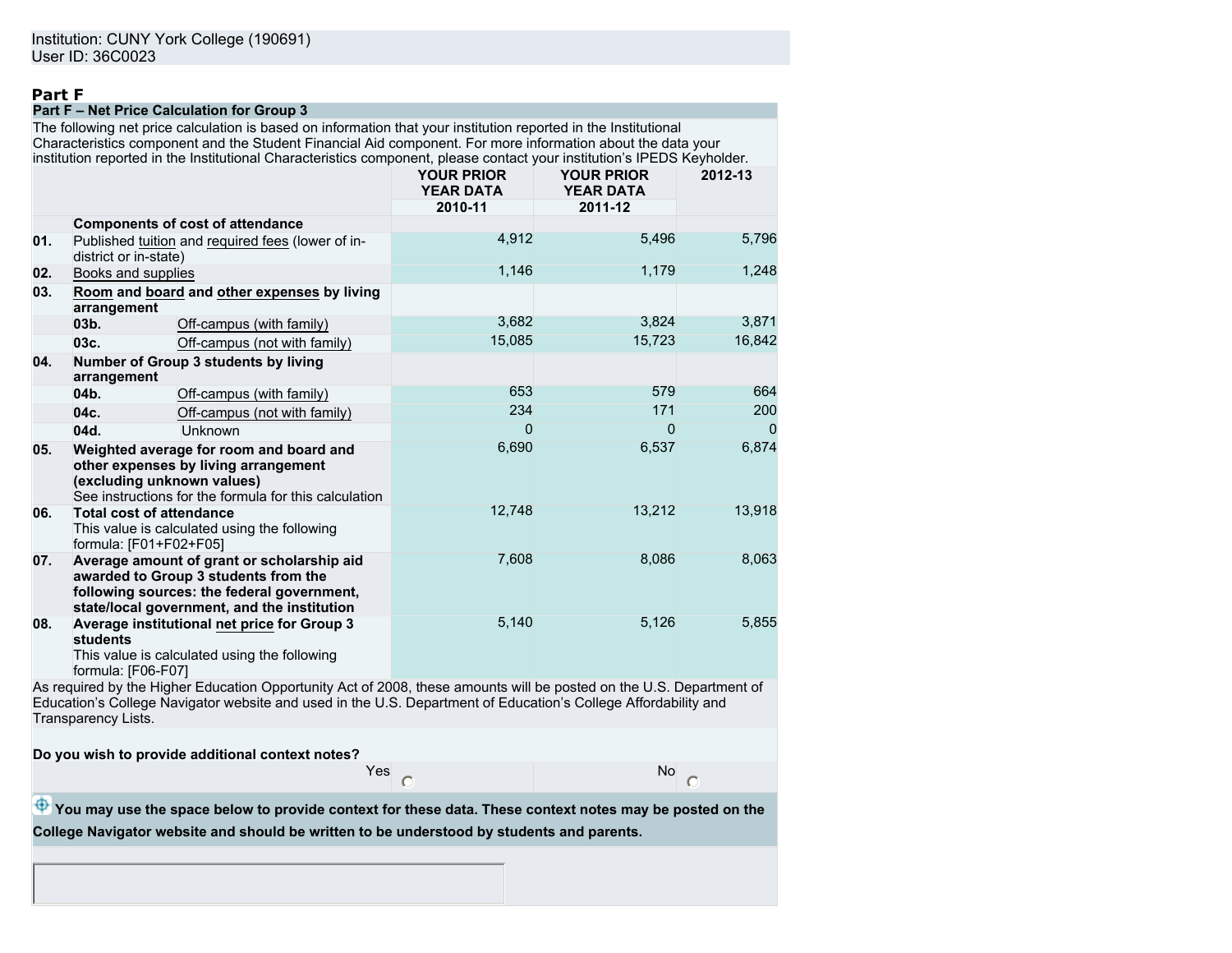Institution: CUNY York College (190691)
User ID: 36C0023

## Part F

### Part F – Net Price Calculation for Group 3

The following net price calculation is based on information that your institution reported in the Institutional Characteristics component and the Student Financial Aid component. For more information about the data your institution reported in the Institutional Characteristics component, please contact your institution's IPEDS Keyholder.

| | | | YOUR PRIOR YEAR DATA 2010-11 | YOUR PRIOR YEAR DATA 2011-12 | 2012-13 |
|---|---|---|---|---|---|
| | **Components of cost of attendance** | | | | |
| 01. | Published tuition and required fees (lower of in-district or in-state) | | 4,912 | 5,496 | 5,796 |
| 02. | Books and supplies | | 1,146 | 1,179 | 1,248 |
| 03. | **Room and board and other expenses by living arrangement** | | | | |
| | 03b. | Off-campus (with family) | 3,682 | 3,824 | 3,871 |
| | 03c. | Off-campus (not with family) | 15,085 | 15,723 | 16,842 |
| 04. | **Number of Group 3 students by living arrangement** | | | | |
| | 04b. | Off-campus (with family) | 653 | 579 | 664 |
| | 04c. | Off-campus (not with family) | 234 | 171 | 200 |
| | 04d. | Unknown | 0 | 0 | 0 |
| 05. | **Weighted average for room and board and other expenses by living arrangement (excluding unknown values)** See instructions for the formula for this calculation | | 6,690 | 6,537 | 6,874 |
| 06. | **Total cost of attendance** This value is calculated using the following formula: [F01+F02+F05] | | 12,748 | 13,212 | 13,918 |
| 07. | **Average amount of grant or scholarship aid awarded to Group 3 students from the following sources: the federal government, state/local government, and the institution** | | 7,608 | 8,086 | 8,063 |
| 08. | **Average institutional net price for Group 3 students** This value is calculated using the following formula: [F06-F07] | | 5,140 | 5,126 | 5,855 |

As required by the Higher Education Opportunity Act of 2008, these amounts will be posted on the U.S. Department of Education's College Navigator website and used in the U.S. Department of Education's College Affordability and Transparency Lists.

**Do you wish to provide additional context notes?**

Yes ○ No ○

**You may use the space below to provide context for these data. These context notes may be posted on the College Navigator website and should be written to be understood by students and parents.**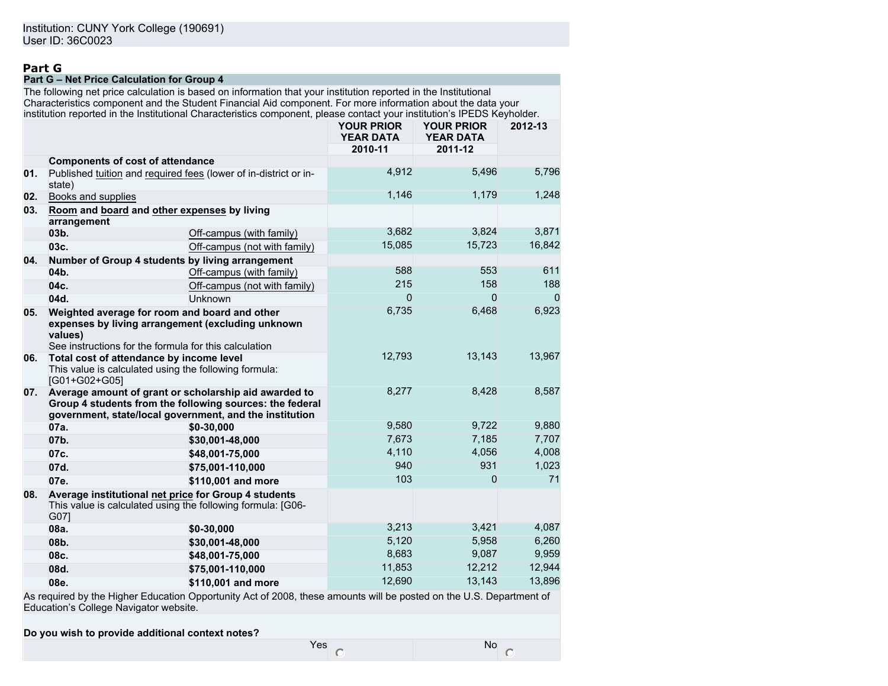Institution: CUNY York College (190691)
User ID: 36C0023

## Part G

**Part G – Net Price Calculation for Group 4**

The following net price calculation is based on information that your institution reported in the Institutional Characteristics component and the Student Financial Aid component. For more information about the data your institution reported in the Institutional Characteristics component, please contact your institution's IPEDS Keyholder.

| | | | YOUR PRIOR YEAR DATA 2010-11 | YOUR PRIOR YEAR DATA 2011-12 | 2012-13 |
|---|---|---|---|---|---|
| | **Components of cost of attendance** | | | | |
| 01. | Published tuition and required fees (lower of in-district or in-state) | | 4,912 | 5,496 | 5,796 |
| 02. | Books and supplies | | 1,146 | 1,179 | 1,248 |
| 03. | **Room and board and other expenses by living arrangement** | | | | |
| | 03b. | Off-campus (with family) | 3,682 | 3,824 | 3,871 |
| | 03c. | Off-campus (not with family) | 15,085 | 15,723 | 16,842 |
| 04. | **Number of Group 4 students by living arrangement** | | | | |
| | 04b. | Off-campus (with family) | 588 | 553 | 611 |
| | 04c. | Off-campus (not with family) | 215 | 158 | 188 |
| | 04d. | Unknown | 0 | 0 | 0 |
| 05. | **Weighted average for room and board and other expenses by living arrangement (excluding unknown values)** See instructions for the formula for this calculation | | 6,735 | 6,468 | 6,923 |
| 06. | **Total cost of attendance by income level** This value is calculated using the following formula: [G01+G02+G05] | | 12,793 | 13,143 | 13,967 |
| 07. | **Average amount of grant or scholarship aid awarded to Group 4 students from the following sources: the federal government, state/local government, and the institution** | | 8,277 | 8,428 | 8,587 |
| | 07a. | **$0-30,000** | 9,580 | 9,722 | 9,880 |
| | 07b. | **$30,001-48,000** | 7,673 | 7,185 | 7,707 |
| | 07c. | **$48,001-75,000** | 4,110 | 4,056 | 4,008 |
| | 07d. | **$75,001-110,000** | 940 | 931 | 1,023 |
| | 07e. | **$110,001 and more** | 103 | 0 | 71 |
| 08. | **Average institutional net price for Group 4 students** This value is calculated using the following formula: [G06-G07] | | | | |
| | 08a. | **$0-30,000** | 3,213 | 3,421 | 4,087 |
| | 08b. | **$30,001-48,000** | 5,120 | 5,958 | 6,260 |
| | 08c. | **$48,001-75,000** | 8,683 | 9,087 | 9,959 |
| | 08d. | **$75,001-110,000** | 11,853 | 12,212 | 12,944 |
| | 08e. | **$110,001 and more** | 12,690 | 13,143 | 13,896 |

As required by the Higher Education Opportunity Act of 2008, these amounts will be posted on the U.S. Department of Education's College Navigator website.

**Do you wish to provide additional context notes?**

| Yes | ○ | No | ○ |
|---|---|---|---|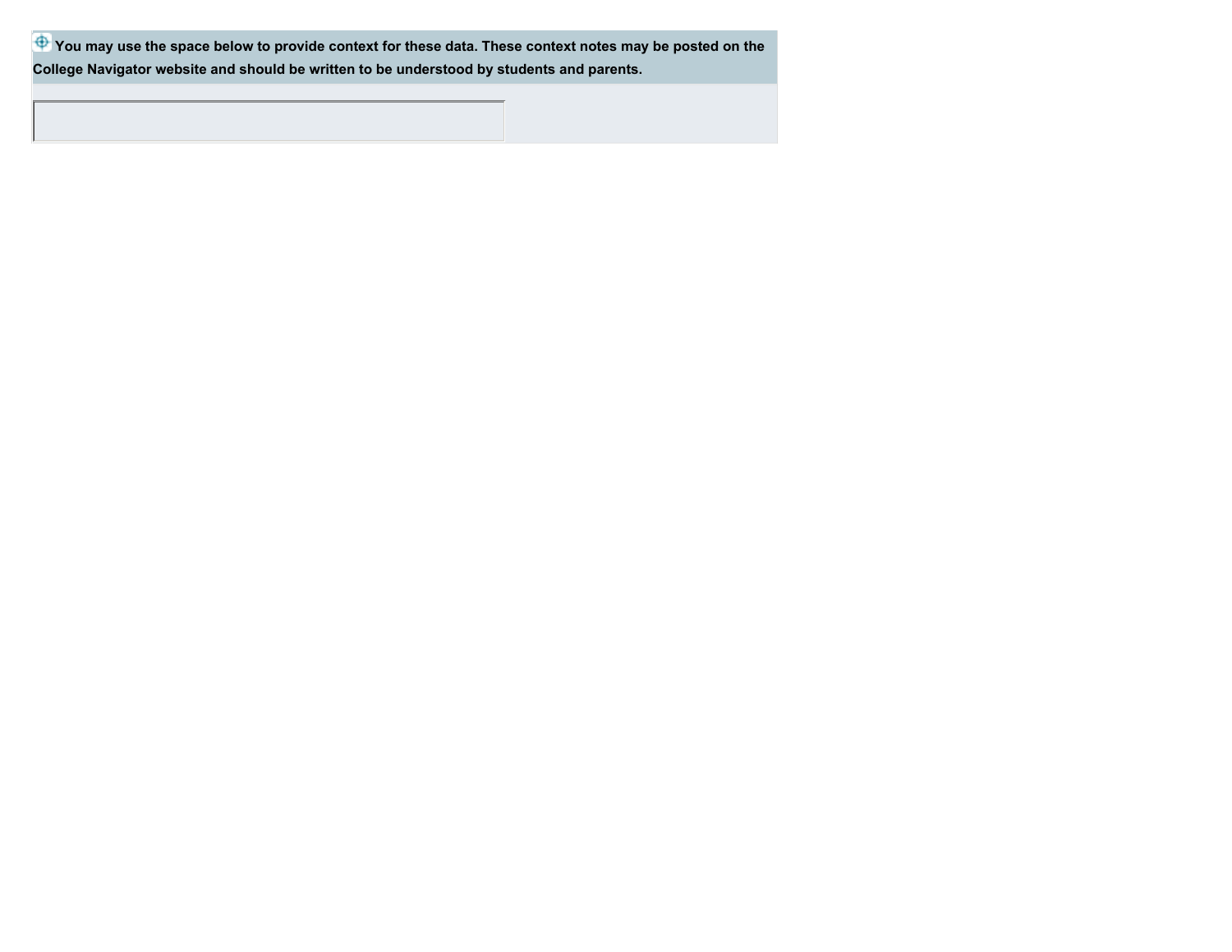**You may use the space below to provide context for these data. These context notes may be posted on the College Navigator website and should be written to be understood by students and parents.**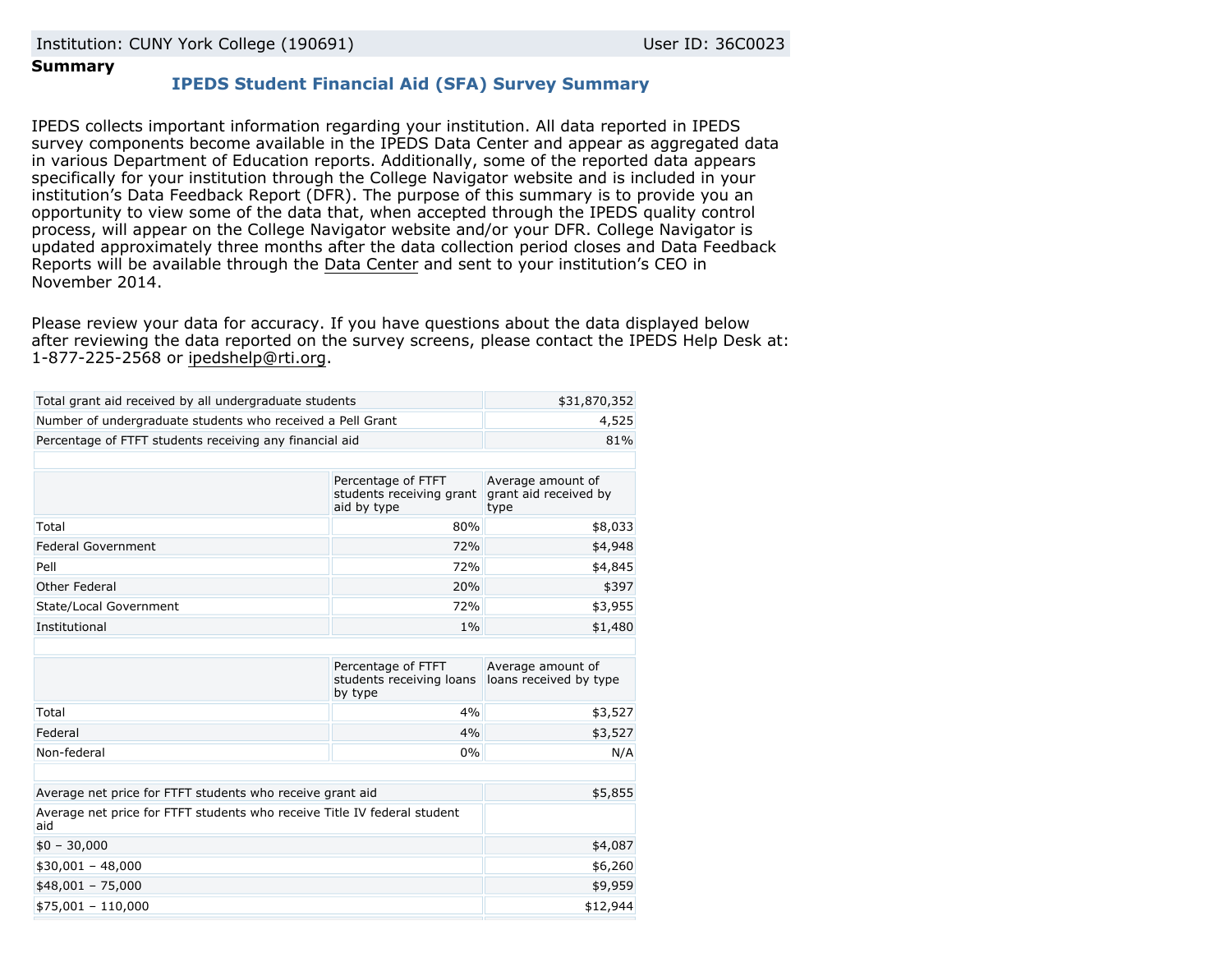Institution: CUNY York College (190691) User ID: 36C0023

**Summary**

## IPEDS Student Financial Aid (SFA) Survey Summary

IPEDS collects important information regarding your institution. All data reported in IPEDS survey components become available in the IPEDS Data Center and appear as aggregated data in various Department of Education reports. Additionally, some of the reported data appears specifically for your institution through the College Navigator website and is included in your institution's Data Feedback Report (DFR). The purpose of this summary is to provide you an opportunity to view some of the data that, when accepted through the IPEDS quality control process, will appear on the College Navigator website and/or your DFR. College Navigator is updated approximately three months after the data collection period closes and Data Feedback Reports will be available through the Data Center and sent to your institution's CEO in November 2014.

Please review your data for accuracy. If you have questions about the data displayed below after reviewing the data reported on the survey screens, please contact the IPEDS Help Desk at: 1-877-225-2568 or ipedshelp@rti.org.

| | |
|---|---|
| Total grant aid received by all undergraduate students | $31,870,352 |
| Number of undergraduate students who received a Pell Grant | 4,525 |
| Percentage of FTFT students receiving any financial aid | 81% |

| | Percentage of FTFT students receiving grant aid by type | Average amount of grant aid received by type |
|---|---|---|
| Total | 80% | $8,033 |
| Federal Government | 72% | $4,948 |
| Pell | 72% | $4,845 |
| Other Federal | 20% | $397 |
| State/Local Government | 72% | $3,955 |
| Institutional | 1% | $1,480 |

| | Percentage of FTFT students receiving loans by type | Average amount of loans received by type |
|---|---|---|
| Total | 4% | $3,527 |
| Federal | 4% | $3,527 |
| Non-federal | 0% | N/A |

| | |
|---|---|
| Average net price for FTFT students who receive grant aid | $5,855 |
| Average net price for FTFT students who receive Title IV federal student aid | |
| $0 – 30,000 | $4,087 |
| $30,001 – 48,000 | $6,260 |
| $48,001 – 75,000 | $9,959 |
| $75,001 – 110,000 | $12,944 |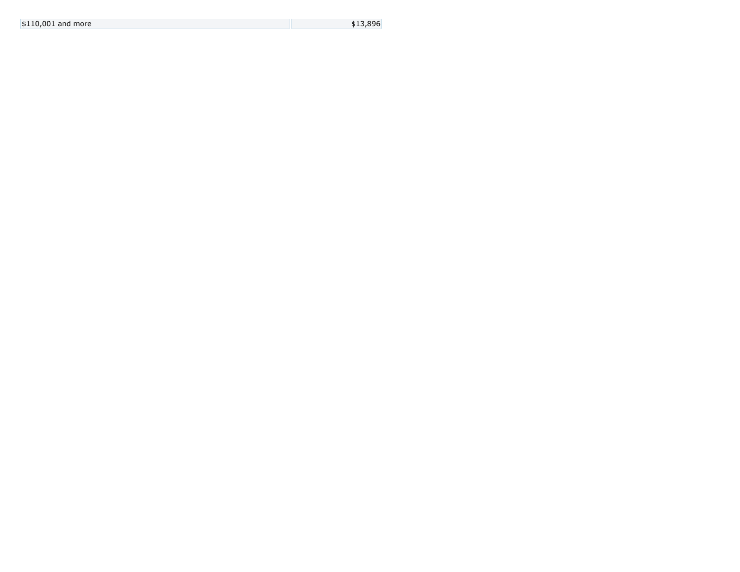| | |
|---|---|
| $110,001 and more | $13,896 |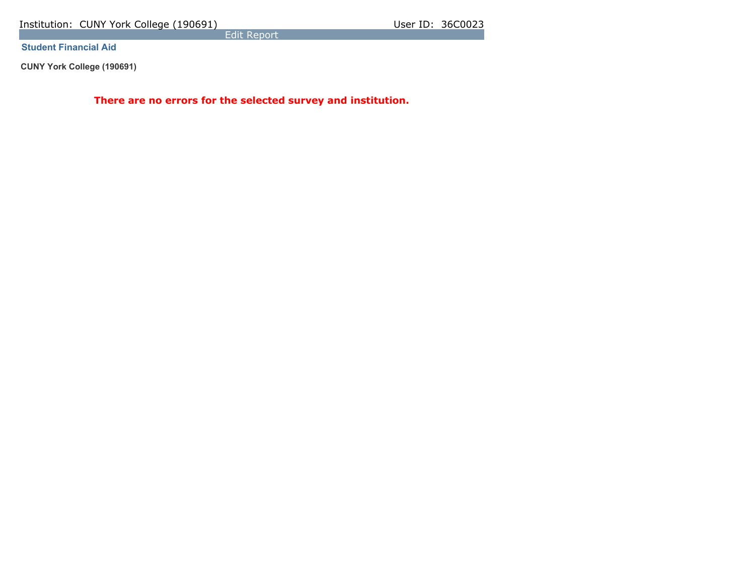Institution: CUNY York College (190691) User ID: 36C0023

## Edit Report

### Student Financial Aid

**CUNY York College (190691)**

**There are no errors for the selected survey and institution.**